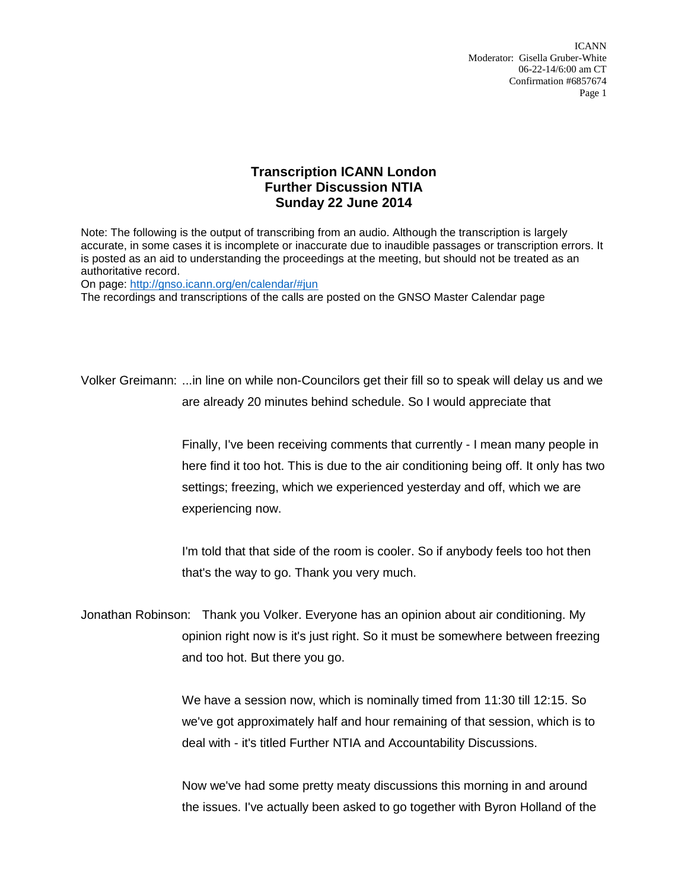# Transcription ICANN London
# Further Discussion NTIA
# Sunday 22 June 2014

Note: The following is the output of transcribing from an audio. Although the transcription is largely accurate, in some cases it is incomplete or inaccurate due to inaudible passages or transcription errors. It is posted as an aid to understanding the proceedings at the meeting, but should not be treated as an authoritative record.
On page: http://gnso.icann.org/en/calendar/#jun
The recordings and transcriptions of the calls are posted on the GNSO Master Calendar page

Volker Greimann: ...in line on while non-Councilors get their fill so to speak will delay us and we are already 20 minutes behind schedule. So I would appreciate that

Finally, I've been receiving comments that currently - I mean many people in here find it too hot. This is due to the air conditioning being off. It only has two settings; freezing, which we experienced yesterday and off, which we are experiencing now.

I'm told that that side of the room is cooler. So if anybody feels too hot then that's the way to go. Thank you very much.

Jonathan Robinson: Thank you Volker. Everyone has an opinion about air conditioning. My opinion right now is it's just right. So it must be somewhere between freezing and too hot. But there you go.

We have a session now, which is nominally timed from 11:30 till 12:15. So we've got approximately half and hour remaining of that session, which is to deal with - it's titled Further NTIA and Accountability Discussions.

Now we've had some pretty meaty discussions this morning in and around the issues. I've actually been asked to go together with Byron Holland of the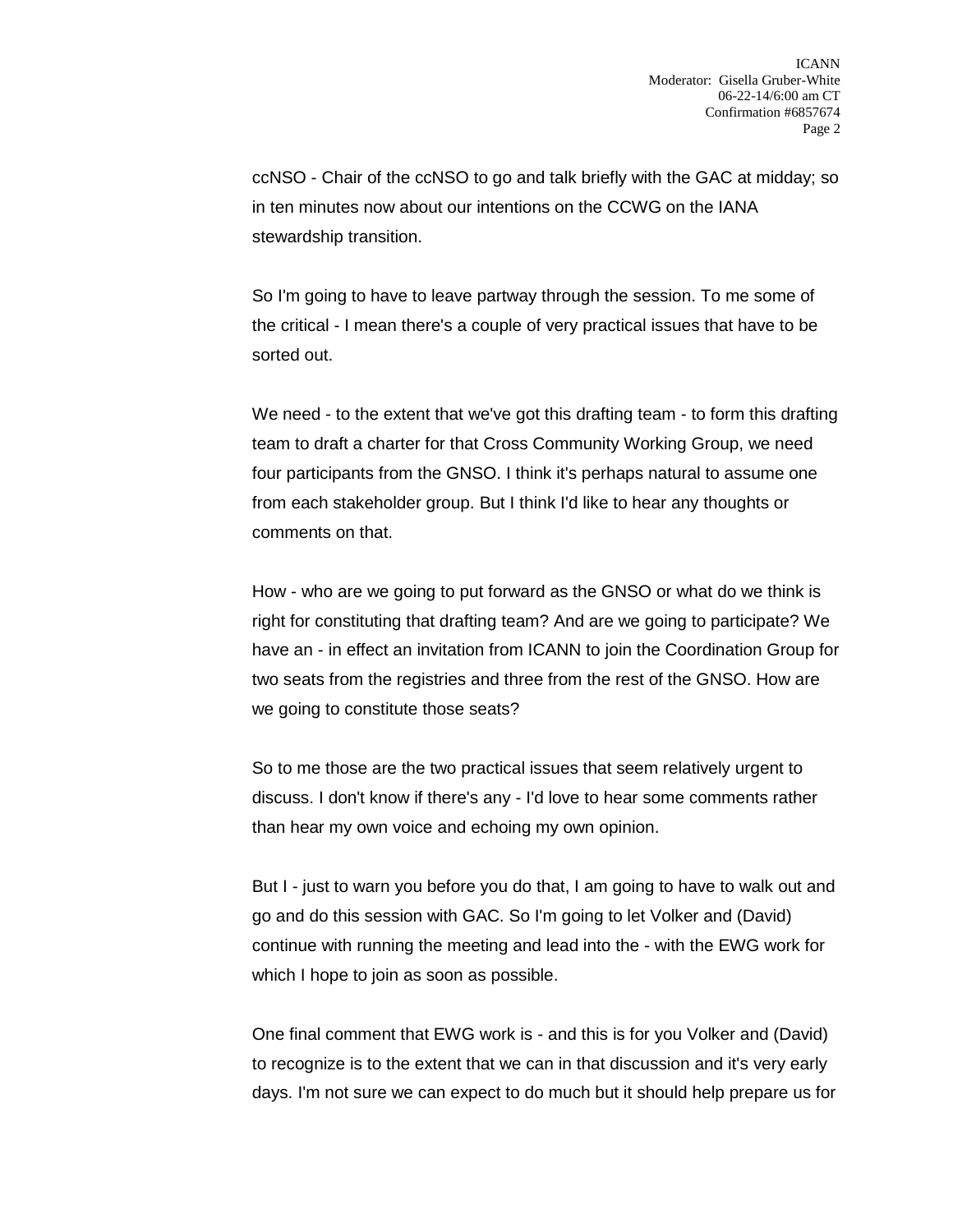ccNSO - Chair of the ccNSO to go and talk briefly with the GAC at midday; so in ten minutes now about our intentions on the CCWG on the IANA stewardship transition.

So I'm going to have to leave partway through the session. To me some of the critical - I mean there's a couple of very practical issues that have to be sorted out.

We need - to the extent that we've got this drafting team - to form this drafting team to draft a charter for that Cross Community Working Group, we need four participants from the GNSO. I think it's perhaps natural to assume one from each stakeholder group. But I think I'd like to hear any thoughts or comments on that.

How - who are we going to put forward as the GNSO or what do we think is right for constituting that drafting team? And are we going to participate? We have an - in effect an invitation from ICANN to join the Coordination Group for two seats from the registries and three from the rest of the GNSO. How are we going to constitute those seats?

So to me those are the two practical issues that seem relatively urgent to discuss. I don't know if there's any - I'd love to hear some comments rather than hear my own voice and echoing my own opinion.

But I - just to warn you before you do that, I am going to have to walk out and go and do this session with GAC. So I'm going to let Volker and (David) continue with running the meeting and lead into the - with the EWG work for which I hope to join as soon as possible.

One final comment that EWG work is - and this is for you Volker and (David) to recognize is to the extent that we can in that discussion and it's very early days. I'm not sure we can expect to do much but it should help prepare us for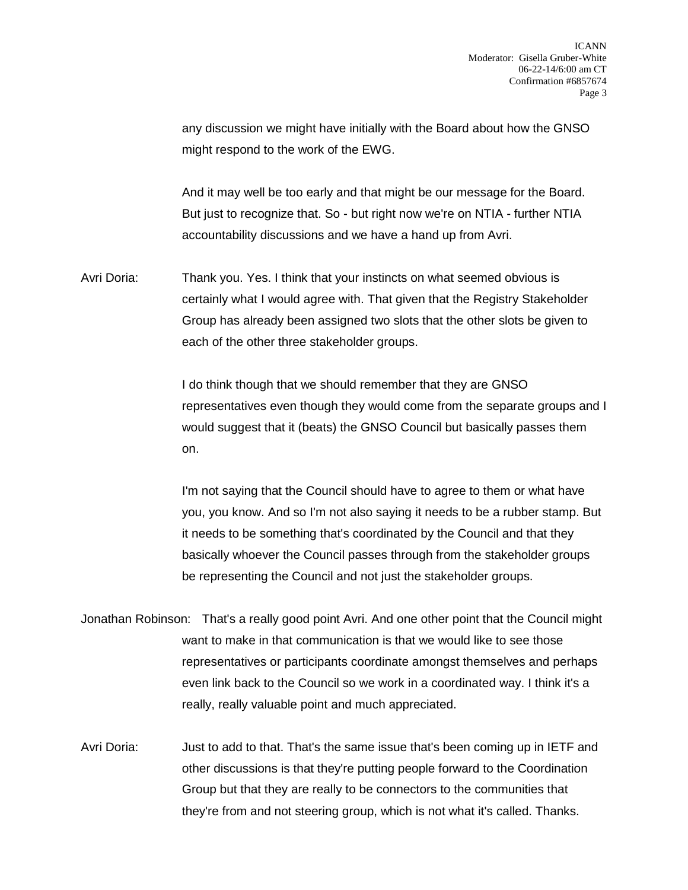any discussion we might have initially with the Board about how the GNSO might respond to the work of the EWG.

And it may well be too early and that might be our message for the Board. But just to recognize that. So - but right now we're on NTIA - further NTIA accountability discussions and we have a hand up from Avri.

Avri Doria: Thank you. Yes. I think that your instincts on what seemed obvious is certainly what I would agree with. That given that the Registry Stakeholder Group has already been assigned two slots that the other slots be given to each of the other three stakeholder groups.

I do think though that we should remember that they are GNSO representatives even though they would come from the separate groups and I would suggest that it (beats) the GNSO Council but basically passes them on.

I'm not saying that the Council should have to agree to them or what have you, you know. And so I'm not also saying it needs to be a rubber stamp. But it needs to be something that's coordinated by the Council and that they basically whoever the Council passes through from the stakeholder groups be representing the Council and not just the stakeholder groups.

Jonathan Robinson: That's a really good point Avri. And one other point that the Council might want to make in that communication is that we would like to see those representatives or participants coordinate amongst themselves and perhaps even link back to the Council so we work in a coordinated way. I think it's a really, really valuable point and much appreciated.

Avri Doria: Just to add to that. That's the same issue that's been coming up in IETF and other discussions is that they're putting people forward to the Coordination Group but that they are really to be connectors to the communities that they're from and not steering group, which is not what it's called. Thanks.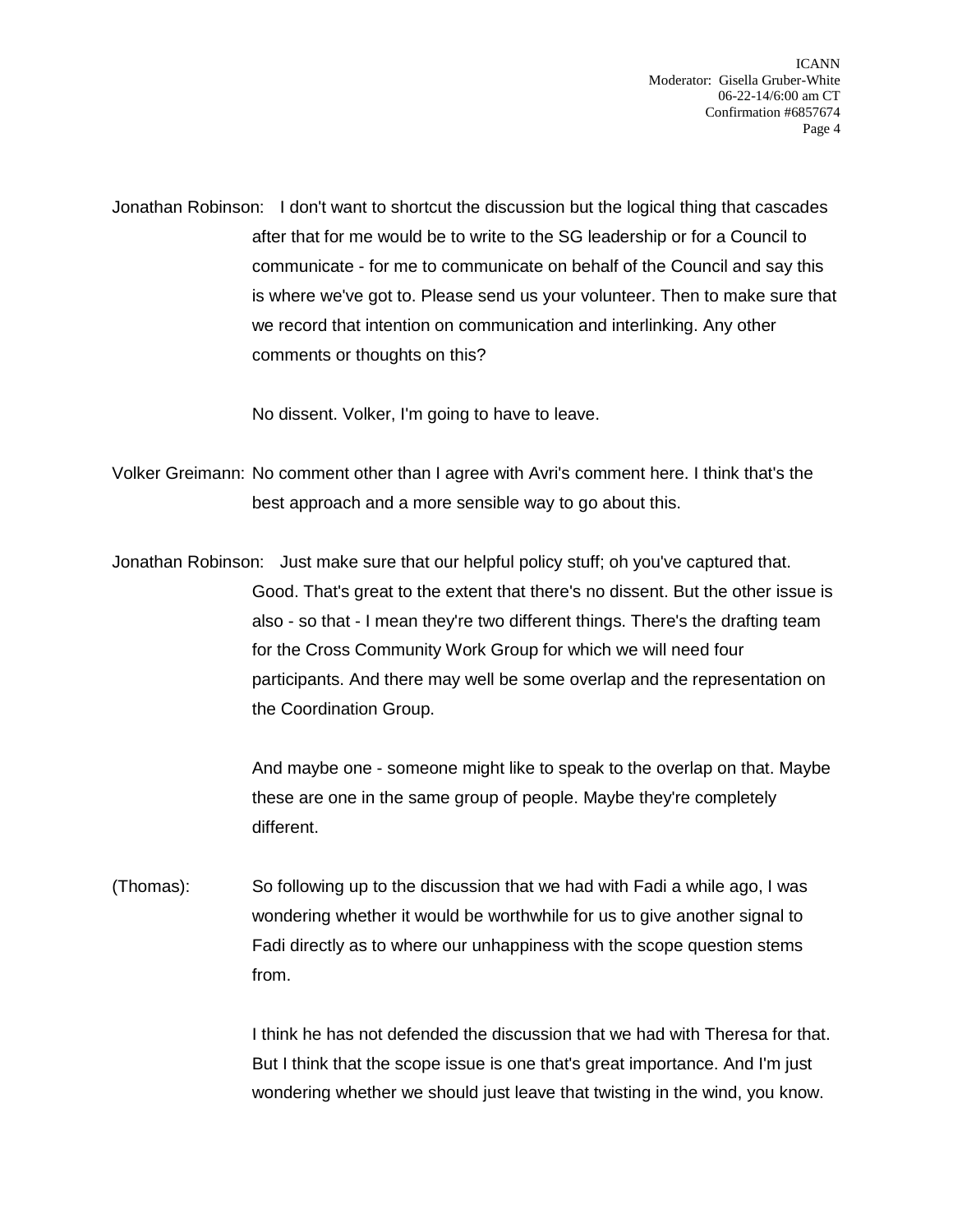Jonathan Robinson: I don't want to shortcut the discussion but the logical thing that cascades after that for me would be to write to the SG leadership or for a Council to communicate - for me to communicate on behalf of the Council and say this is where we've got to. Please send us your volunteer. Then to make sure that we record that intention on communication and interlinking. Any other comments or thoughts on this?

No dissent. Volker, I'm going to have to leave.

Volker Greimann: No comment other than I agree with Avri's comment here. I think that's the best approach and a more sensible way to go about this.

Jonathan Robinson: Just make sure that our helpful policy stuff; oh you've captured that. Good. That's great to the extent that there's no dissent. But the other issue is also - so that - I mean they're two different things. There's the drafting team for the Cross Community Work Group for which we will need four participants. And there may well be some overlap and the representation on the Coordination Group.

And maybe one - someone might like to speak to the overlap on that. Maybe these are one in the same group of people. Maybe they're completely different.

(Thomas): So following up to the discussion that we had with Fadi a while ago, I was wondering whether it would be worthwhile for us to give another signal to Fadi directly as to where our unhappiness with the scope question stems from.

I think he has not defended the discussion that we had with Theresa for that. But I think that the scope issue is one that's great importance. And I'm just wondering whether we should just leave that twisting in the wind, you know.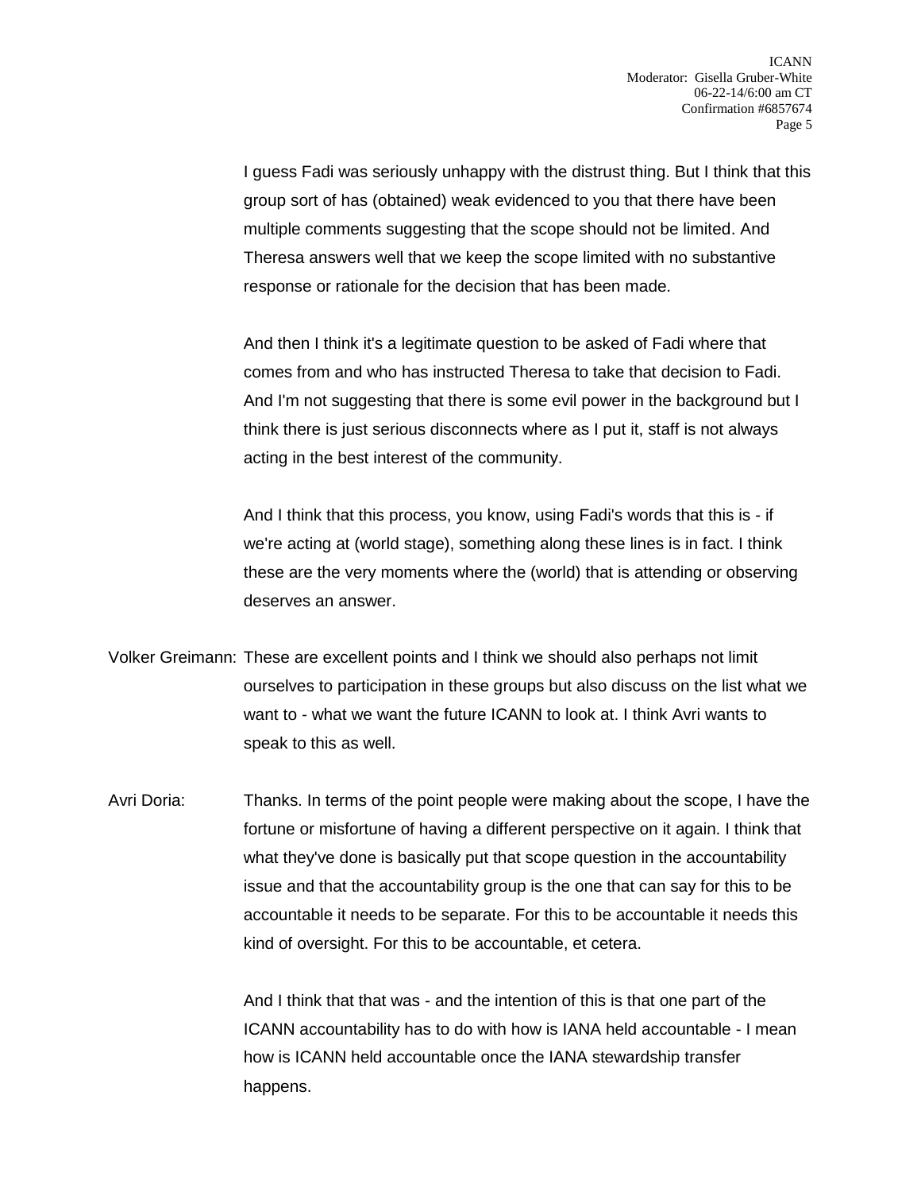I guess Fadi was seriously unhappy with the distrust thing. But I think that this group sort of has (obtained) weak evidenced to you that there have been multiple comments suggesting that the scope should not be limited. And Theresa answers well that we keep the scope limited with no substantive response or rationale for the decision that has been made.

And then I think it's a legitimate question to be asked of Fadi where that comes from and who has instructed Theresa to take that decision to Fadi. And I'm not suggesting that there is some evil power in the background but I think there is just serious disconnects where as I put it, staff is not always acting in the best interest of the community.

And I think that this process, you know, using Fadi's words that this is - if we're acting at (world stage), something along these lines is in fact. I think these are the very moments where the (world) that is attending or observing deserves an answer.

Volker Greimann: These are excellent points and I think we should also perhaps not limit ourselves to participation in these groups but also discuss on the list what we want to - what we want the future ICANN to look at. I think Avri wants to speak to this as well.

Avri Doria: Thanks. In terms of the point people were making about the scope, I have the fortune or misfortune of having a different perspective on it again. I think that what they've done is basically put that scope question in the accountability issue and that the accountability group is the one that can say for this to be accountable it needs to be separate. For this to be accountable it needs this kind of oversight. For this to be accountable, et cetera.

And I think that that was - and the intention of this is that one part of the ICANN accountability has to do with how is IANA held accountable - I mean how is ICANN held accountable once the IANA stewardship transfer happens.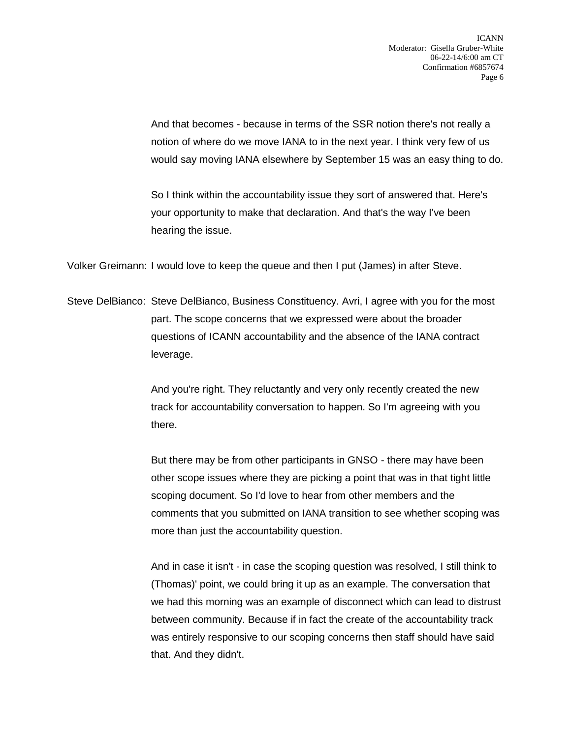And that becomes - because in terms of the SSR notion there's not really a notion of where do we move IANA to in the next year. I think very few of us would say moving IANA elsewhere by September 15 was an easy thing to do.

So I think within the accountability issue they sort of answered that. Here's your opportunity to make that declaration. And that's the way I've been hearing the issue.

Volker Greimann: I would love to keep the queue and then I put (James) in after Steve.

Steve DelBianco: Steve DelBianco, Business Constituency. Avri, I agree with you for the most part. The scope concerns that we expressed were about the broader questions of ICANN accountability and the absence of the IANA contract leverage.

And you're right. They reluctantly and very only recently created the new track for accountability conversation to happen. So I'm agreeing with you there.

But there may be from other participants in GNSO - there may have been other scope issues where they are picking a point that was in that tight little scoping document. So I'd love to hear from other members and the comments that you submitted on IANA transition to see whether scoping was more than just the accountability question.

And in case it isn't - in case the scoping question was resolved, I still think to (Thomas)' point, we could bring it up as an example. The conversation that we had this morning was an example of disconnect which can lead to distrust between community. Because if in fact the create of the accountability track was entirely responsive to our scoping concerns then staff should have said that. And they didn't.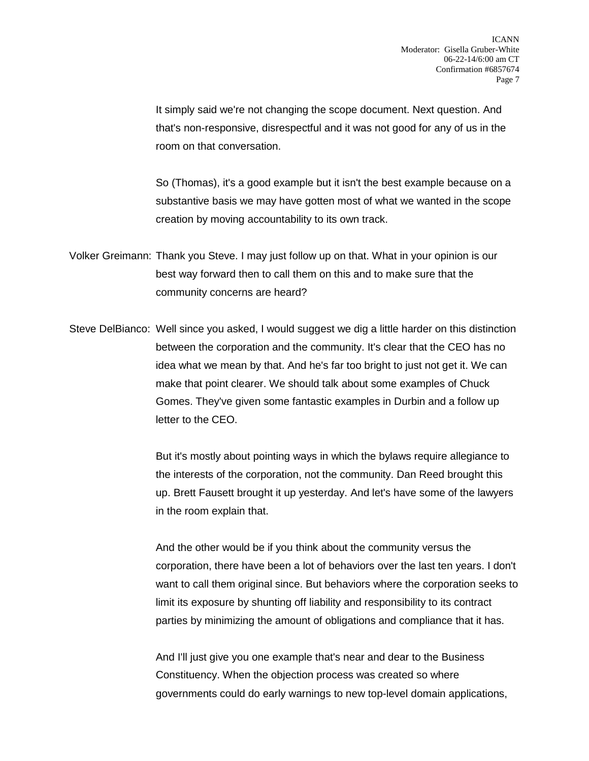It simply said we're not changing the scope document. Next question. And that's non-responsive, disrespectful and it was not good for any of us in the room on that conversation.

So (Thomas), it's a good example but it isn't the best example because on a substantive basis we may have gotten most of what we wanted in the scope creation by moving accountability to its own track.

Volker Greimann: Thank you Steve. I may just follow up on that. What in your opinion is our best way forward then to call them on this and to make sure that the community concerns are heard?

Steve DelBianco: Well since you asked, I would suggest we dig a little harder on this distinction between the corporation and the community. It's clear that the CEO has no idea what we mean by that. And he's far too bright to just not get it. We can make that point clearer. We should talk about some examples of Chuck Gomes. They've given some fantastic examples in Durbin and a follow up letter to the CEO.

But it's mostly about pointing ways in which the bylaws require allegiance to the interests of the corporation, not the community. Dan Reed brought this up. Brett Fausett brought it up yesterday. And let's have some of the lawyers in the room explain that.

And the other would be if you think about the community versus the corporation, there have been a lot of behaviors over the last ten years. I don't want to call them original since. But behaviors where the corporation seeks to limit its exposure by shunting off liability and responsibility to its contract parties by minimizing the amount of obligations and compliance that it has.

And I'll just give you one example that's near and dear to the Business Constituency. When the objection process was created so where governments could do early warnings to new top-level domain applications,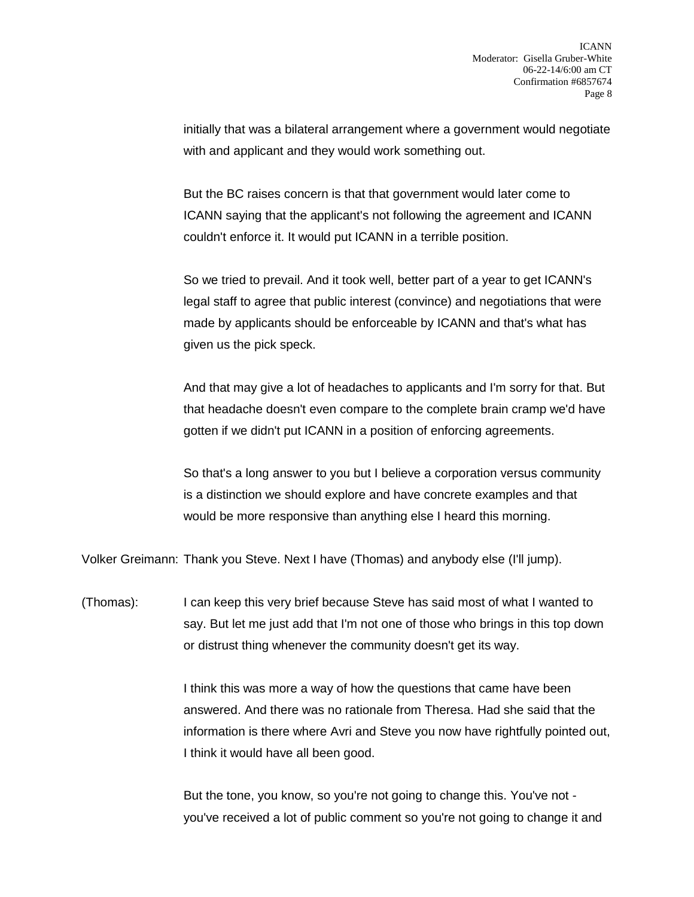initially that was a bilateral arrangement where a government would negotiate with and applicant and they would work something out.

But the BC raises concern is that that government would later come to ICANN saying that the applicant's not following the agreement and ICANN couldn't enforce it. It would put ICANN in a terrible position.

So we tried to prevail. And it took well, better part of a year to get ICANN's legal staff to agree that public interest (convince) and negotiations that were made by applicants should be enforceable by ICANN and that's what has given us the pick speck.

And that may give a lot of headaches to applicants and I'm sorry for that. But that headache doesn't even compare to the complete brain cramp we'd have gotten if we didn't put ICANN in a position of enforcing agreements.

So that's a long answer to you but I believe a corporation versus community is a distinction we should explore and have concrete examples and that would be more responsive than anything else I heard this morning.

Volker Greimann: Thank you Steve. Next I have (Thomas) and anybody else (I'll jump).

(Thomas): I can keep this very brief because Steve has said most of what I wanted to say. But let me just add that I'm not one of those who brings in this top down or distrust thing whenever the community doesn't get its way.

I think this was more a way of how the questions that came have been answered. And there was no rationale from Theresa. Had she said that the information is there where Avri and Steve you now have rightfully pointed out, I think it would have all been good.

But the tone, you know, so you're not going to change this. You've not - you've received a lot of public comment so you're not going to change it and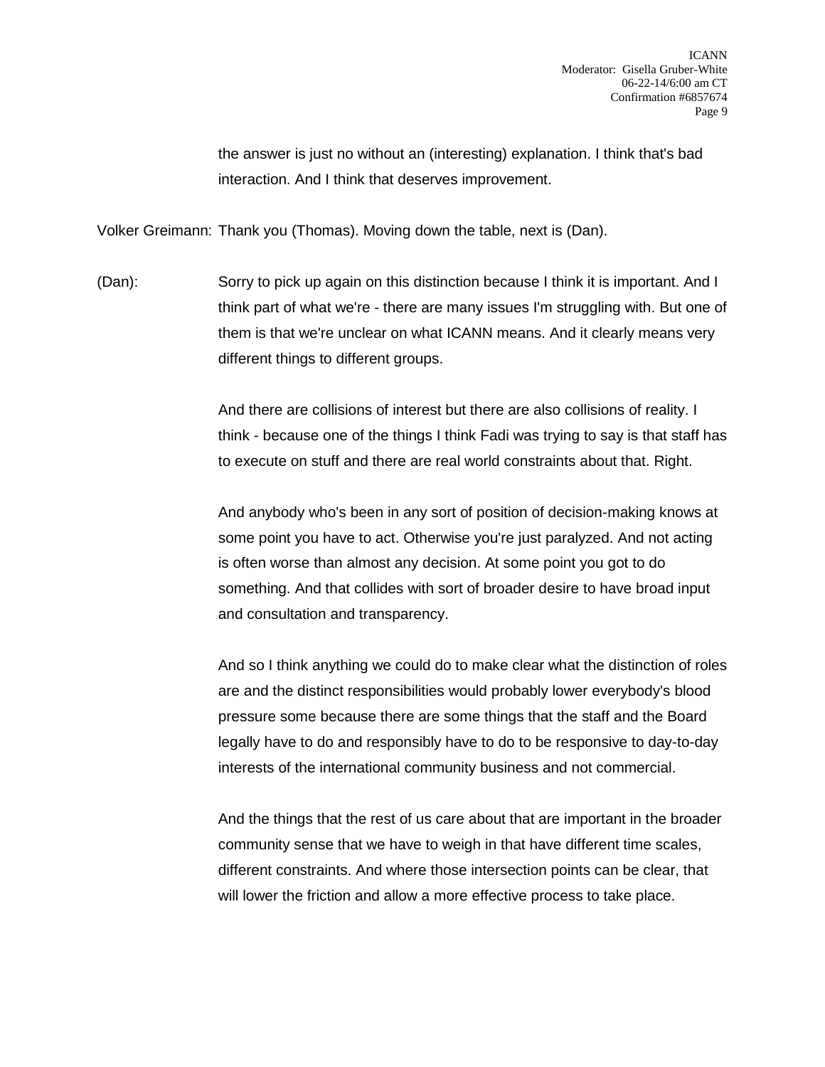the answer is just no without an (interesting) explanation. I think that's bad interaction. And I think that deserves improvement.

Volker Greimann: Thank you (Thomas). Moving down the table, next is (Dan).

(Dan): Sorry to pick up again on this distinction because I think it is important. And I think part of what we're - there are many issues I'm struggling with. But one of them is that we're unclear on what ICANN means. And it clearly means very different things to different groups.

And there are collisions of interest but there are also collisions of reality. I think - because one of the things I think Fadi was trying to say is that staff has to execute on stuff and there are real world constraints about that. Right.

And anybody who's been in any sort of position of decision-making knows at some point you have to act. Otherwise you're just paralyzed. And not acting is often worse than almost any decision. At some point you got to do something. And that collides with sort of broader desire to have broad input and consultation and transparency.

And so I think anything we could do to make clear what the distinction of roles are and the distinct responsibilities would probably lower everybody's blood pressure some because there are some things that the staff and the Board legally have to do and responsibly have to do to be responsive to day-to-day interests of the international community business and not commercial.

And the things that the rest of us care about that are important in the broader community sense that we have to weigh in that have different time scales, different constraints. And where those intersection points can be clear, that will lower the friction and allow a more effective process to take place.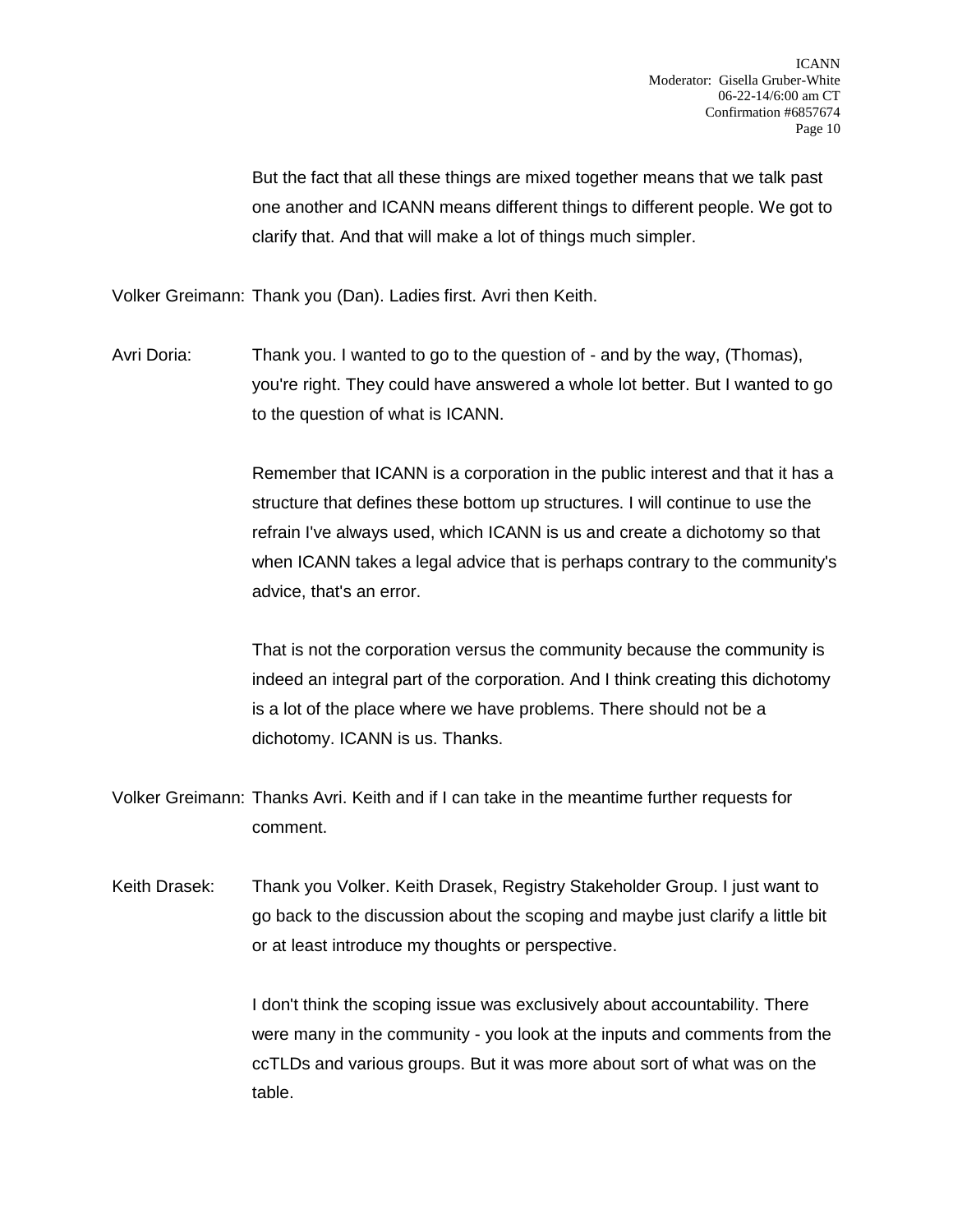But the fact that all these things are mixed together means that we talk past one another and ICANN means different things to different people. We got to clarify that. And that will make a lot of things much simpler.

Volker Greimann: Thank you (Dan). Ladies first. Avri then Keith.

Avri Doria: Thank you. I wanted to go to the question of - and by the way, (Thomas), you're right. They could have answered a whole lot better. But I wanted to go to the question of what is ICANN.

Remember that ICANN is a corporation in the public interest and that it has a structure that defines these bottom up structures. I will continue to use the refrain I've always used, which ICANN is us and create a dichotomy so that when ICANN takes a legal advice that is perhaps contrary to the community's advice, that's an error.

That is not the corporation versus the community because the community is indeed an integral part of the corporation. And I think creating this dichotomy is a lot of the place where we have problems. There should not be a dichotomy. ICANN is us. Thanks.

Volker Greimann: Thanks Avri. Keith and if I can take in the meantime further requests for comment.

Keith Drasek: Thank you Volker. Keith Drasek, Registry Stakeholder Group. I just want to go back to the discussion about the scoping and maybe just clarify a little bit or at least introduce my thoughts or perspective.

I don't think the scoping issue was exclusively about accountability. There were many in the community - you look at the inputs and comments from the ccTLDs and various groups. But it was more about sort of what was on the table.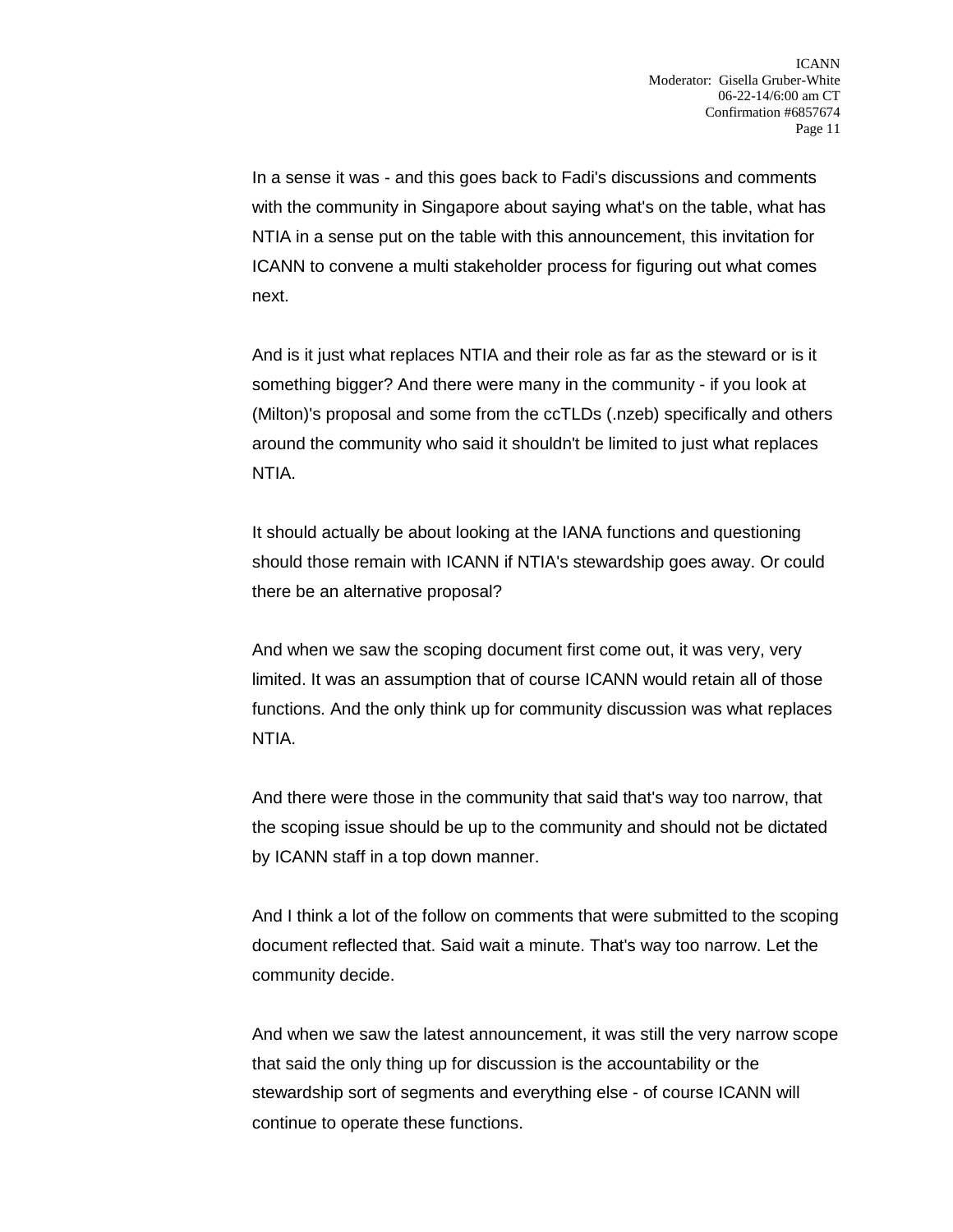In a sense it was - and this goes back to Fadi's discussions and comments with the community in Singapore about saying what's on the table, what has NTIA in a sense put on the table with this announcement, this invitation for ICANN to convene a multi stakeholder process for figuring out what comes next.

And is it just what replaces NTIA and their role as far as the steward or is it something bigger? And there were many in the community - if you look at (Milton)'s proposal and some from the ccTLDs (.nzeb) specifically and others around the community who said it shouldn't be limited to just what replaces NTIA.

It should actually be about looking at the IANA functions and questioning should those remain with ICANN if NTIA's stewardship goes away. Or could there be an alternative proposal?

And when we saw the scoping document first come out, it was very, very limited. It was an assumption that of course ICANN would retain all of those functions. And the only think up for community discussion was what replaces NTIA.

And there were those in the community that said that's way too narrow, that the scoping issue should be up to the community and should not be dictated by ICANN staff in a top down manner.

And I think a lot of the follow on comments that were submitted to the scoping document reflected that. Said wait a minute. That's way too narrow. Let the community decide.

And when we saw the latest announcement, it was still the very narrow scope that said the only thing up for discussion is the accountability or the stewardship sort of segments and everything else - of course ICANN will continue to operate these functions.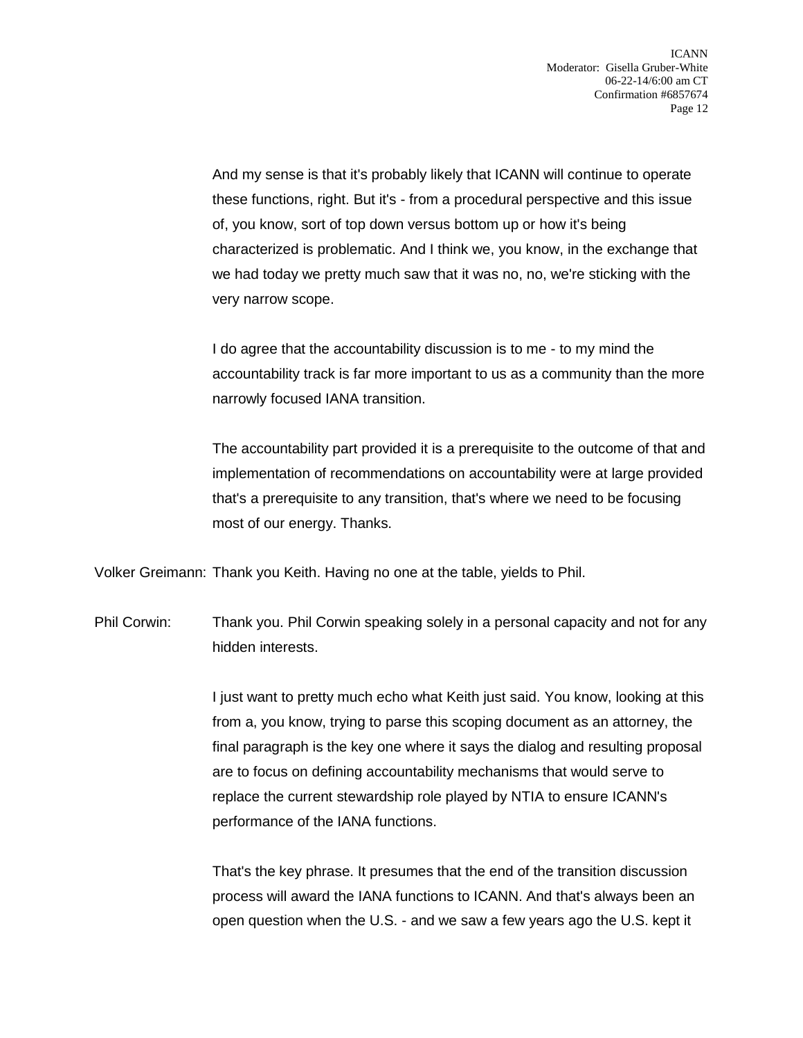And my sense is that it's probably likely that ICANN will continue to operate these functions, right. But it's - from a procedural perspective and this issue of, you know, sort of top down versus bottom up or how it's being characterized is problematic. And I think we, you know, in the exchange that we had today we pretty much saw that it was no, no, we're sticking with the very narrow scope.

I do agree that the accountability discussion is to me - to my mind the accountability track is far more important to us as a community than the more narrowly focused IANA transition.

The accountability part provided it is a prerequisite to the outcome of that and implementation of recommendations on accountability were at large provided that's a prerequisite to any transition, that's where we need to be focusing most of our energy. Thanks.

Volker Greimann: Thank you Keith. Having no one at the table, yields to Phil.

Phil Corwin: Thank you. Phil Corwin speaking solely in a personal capacity and not for any hidden interests.

I just want to pretty much echo what Keith just said. You know, looking at this from a, you know, trying to parse this scoping document as an attorney, the final paragraph is the key one where it says the dialog and resulting proposal are to focus on defining accountability mechanisms that would serve to replace the current stewardship role played by NTIA to ensure ICANN's performance of the IANA functions.

That's the key phrase. It presumes that the end of the transition discussion process will award the IANA functions to ICANN. And that's always been an open question when the U.S. - and we saw a few years ago the U.S. kept it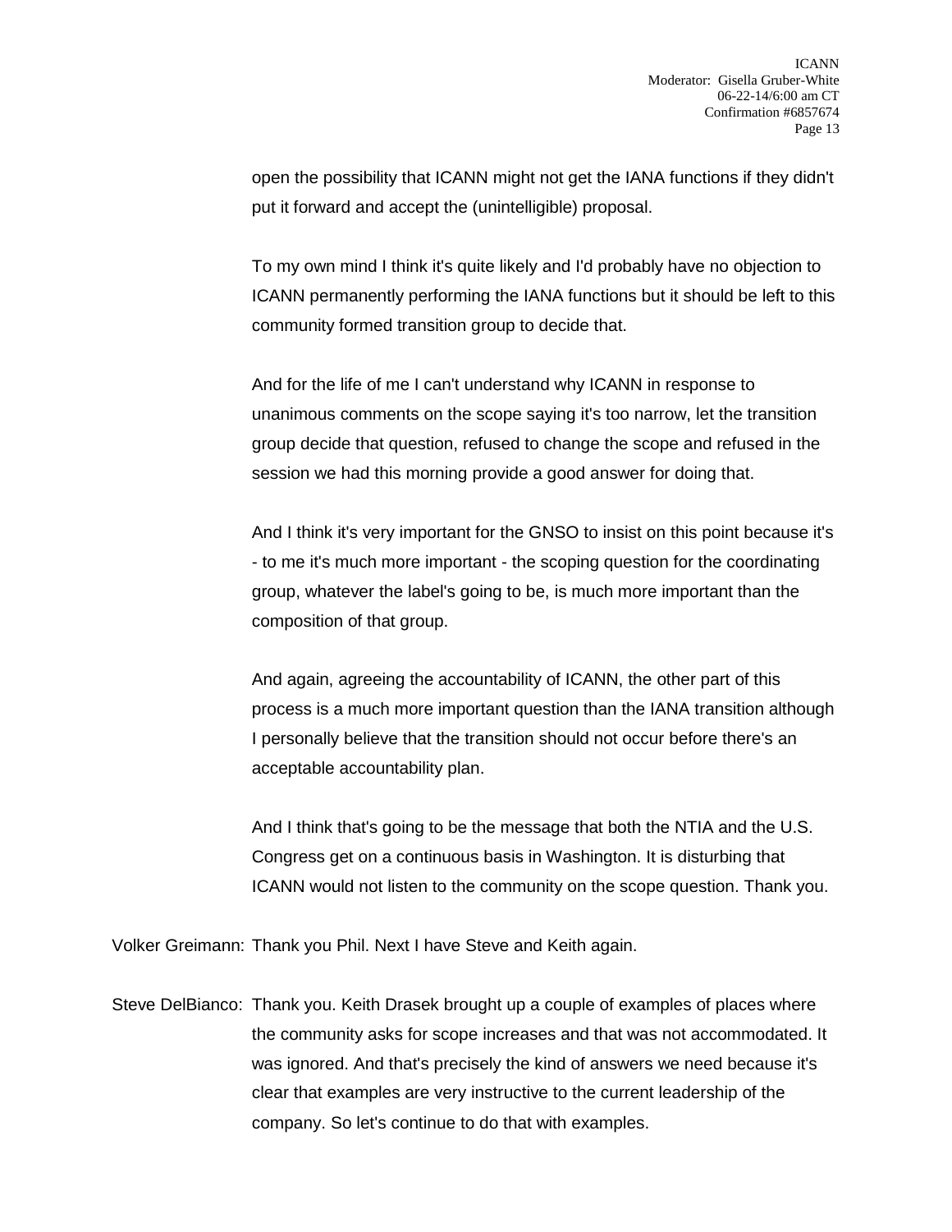open the possibility that ICANN might not get the IANA functions if they didn't put it forward and accept the (unintelligible) proposal.

To my own mind I think it's quite likely and I'd probably have no objection to ICANN permanently performing the IANA functions but it should be left to this community formed transition group to decide that.

And for the life of me I can't understand why ICANN in response to unanimous comments on the scope saying it's too narrow, let the transition group decide that question, refused to change the scope and refused in the session we had this morning provide a good answer for doing that.

And I think it's very important for the GNSO to insist on this point because it's - to me it's much more important - the scoping question for the coordinating group, whatever the label's going to be, is much more important than the composition of that group.

And again, agreeing the accountability of ICANN, the other part of this process is a much more important question than the IANA transition although I personally believe that the transition should not occur before there's an acceptable accountability plan.

And I think that's going to be the message that both the NTIA and the U.S. Congress get on a continuous basis in Washington. It is disturbing that ICANN would not listen to the community on the scope question. Thank you.

Volker Greimann: Thank you Phil. Next I have Steve and Keith again.

Steve DelBianco: Thank you. Keith Drasek brought up a couple of examples of places where the community asks for scope increases and that was not accommodated. It was ignored. And that's precisely the kind of answers we need because it's clear that examples are very instructive to the current leadership of the company. So let's continue to do that with examples.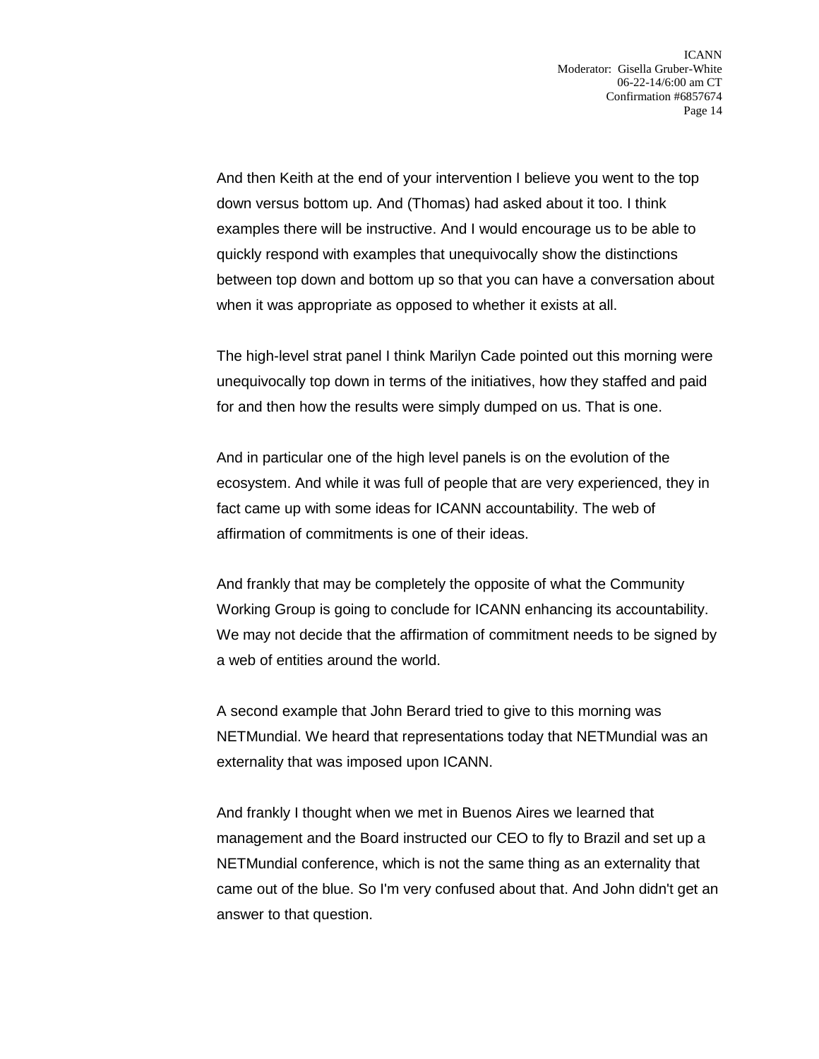And then Keith at the end of your intervention I believe you went to the top down versus bottom up. And (Thomas) had asked about it too. I think examples there will be instructive. And I would encourage us to be able to quickly respond with examples that unequivocally show the distinctions between top down and bottom up so that you can have a conversation about when it was appropriate as opposed to whether it exists at all.

The high-level strat panel I think Marilyn Cade pointed out this morning were unequivocally top down in terms of the initiatives, how they staffed and paid for and then how the results were simply dumped on us. That is one.

And in particular one of the high level panels is on the evolution of the ecosystem. And while it was full of people that are very experienced, they in fact came up with some ideas for ICANN accountability. The web of affirmation of commitments is one of their ideas.

And frankly that may be completely the opposite of what the Community Working Group is going to conclude for ICANN enhancing its accountability. We may not decide that the affirmation of commitment needs to be signed by a web of entities around the world.

A second example that John Berard tried to give to this morning was NETMundial. We heard that representations today that NETMundial was an externality that was imposed upon ICANN.

And frankly I thought when we met in Buenos Aires we learned that management and the Board instructed our CEO to fly to Brazil and set up a NETMundial conference, which is not the same thing as an externality that came out of the blue. So I'm very confused about that. And John didn't get an answer to that question.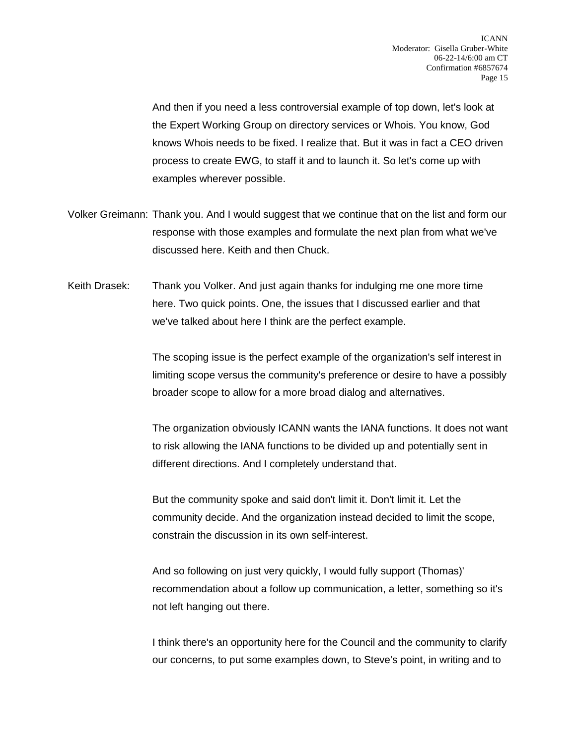And then if you need a less controversial example of top down, let's look at the Expert Working Group on directory services or Whois. You know, God knows Whois needs to be fixed. I realize that. But it was in fact a CEO driven process to create EWG, to staff it and to launch it. So let's come up with examples wherever possible.

Volker Greimann: Thank you. And I would suggest that we continue that on the list and form our response with those examples and formulate the next plan from what we've discussed here. Keith and then Chuck.

Keith Drasek: Thank you Volker. And just again thanks for indulging me one more time here. Two quick points. One, the issues that I discussed earlier and that we've talked about here I think are the perfect example.

The scoping issue is the perfect example of the organization's self interest in limiting scope versus the community's preference or desire to have a possibly broader scope to allow for a more broad dialog and alternatives.

The organization obviously ICANN wants the IANA functions. It does not want to risk allowing the IANA functions to be divided up and potentially sent in different directions. And I completely understand that.

But the community spoke and said don't limit it. Don't limit it. Let the community decide. And the organization instead decided to limit the scope, constrain the discussion in its own self-interest.

And so following on just very quickly, I would fully support (Thomas)' recommendation about a follow up communication, a letter, something so it's not left hanging out there.

I think there's an opportunity here for the Council and the community to clarify our concerns, to put some examples down, to Steve's point, in writing and to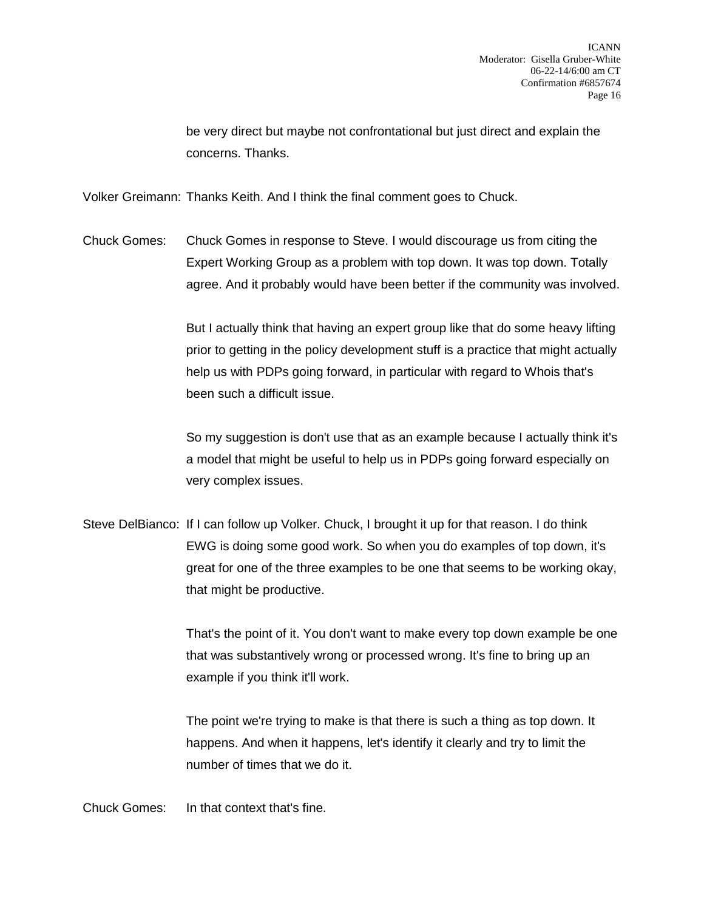be very direct but maybe not confrontational but just direct and explain the concerns. Thanks.

Volker Greimann: Thanks Keith. And I think the final comment goes to Chuck.

Chuck Gomes: Chuck Gomes in response to Steve. I would discourage us from citing the Expert Working Group as a problem with top down. It was top down. Totally agree. And it probably would have been better if the community was involved.

But I actually think that having an expert group like that do some heavy lifting prior to getting in the policy development stuff is a practice that might actually help us with PDPs going forward, in particular with regard to Whois that's been such a difficult issue.

So my suggestion is don't use that as an example because I actually think it's a model that might be useful to help us in PDPs going forward especially on very complex issues.

Steve DelBianco: If I can follow up Volker. Chuck, I brought it up for that reason. I do think EWG is doing some good work. So when you do examples of top down, it's great for one of the three examples to be one that seems to be working okay, that might be productive.

That's the point of it. You don't want to make every top down example be one that was substantively wrong or processed wrong. It's fine to bring up an example if you think it'll work.

The point we're trying to make is that there is such a thing as top down. It happens. And when it happens, let's identify it clearly and try to limit the number of times that we do it.

Chuck Gomes: In that context that's fine.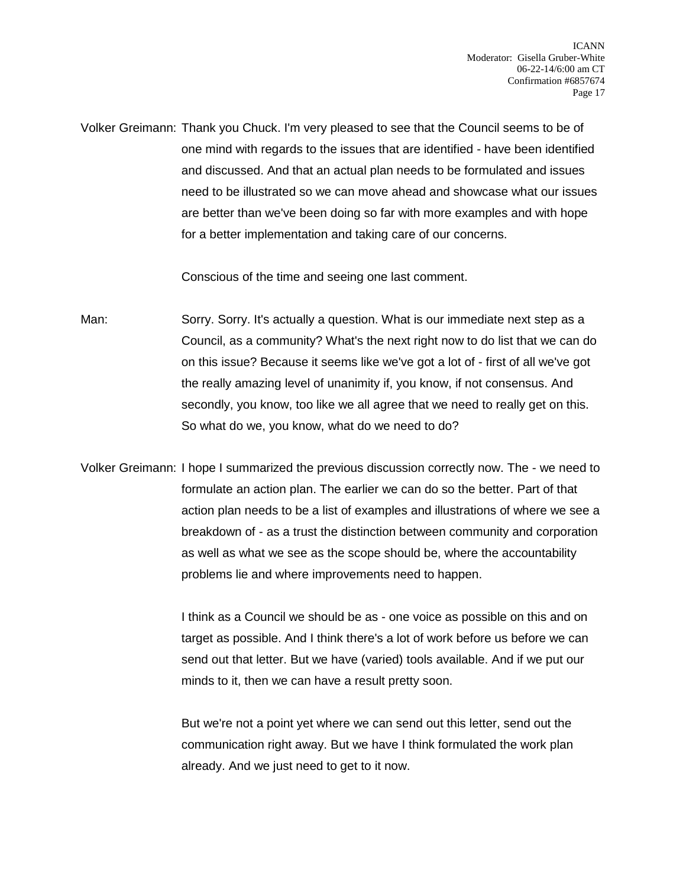Volker Greimann: Thank you Chuck. I'm very pleased to see that the Council seems to be of one mind with regards to the issues that are identified - have been identified and discussed. And that an actual plan needs to be formulated and issues need to be illustrated so we can move ahead and showcase what our issues are better than we've been doing so far with more examples and with hope for a better implementation and taking care of our concerns.

Conscious of the time and seeing one last comment.

Man: Sorry. Sorry. It's actually a question. What is our immediate next step as a Council, as a community? What's the next right now to do list that we can do on this issue? Because it seems like we've got a lot of - first of all we've got the really amazing level of unanimity if, you know, if not consensus. And secondly, you know, too like we all agree that we need to really get on this. So what do we, you know, what do we need to do?

Volker Greimann: I hope I summarized the previous discussion correctly now. The - we need to formulate an action plan. The earlier we can do so the better. Part of that action plan needs to be a list of examples and illustrations of where we see a breakdown of - as a trust the distinction between community and corporation as well as what we see as the scope should be, where the accountability problems lie and where improvements need to happen.

I think as a Council we should be as - one voice as possible on this and on target as possible. And I think there's a lot of work before us before we can send out that letter. But we have (varied) tools available. And if we put our minds to it, then we can have a result pretty soon.

But we're not a point yet where we can send out this letter, send out the communication right away. But we have I think formulated the work plan already. And we just need to get to it now.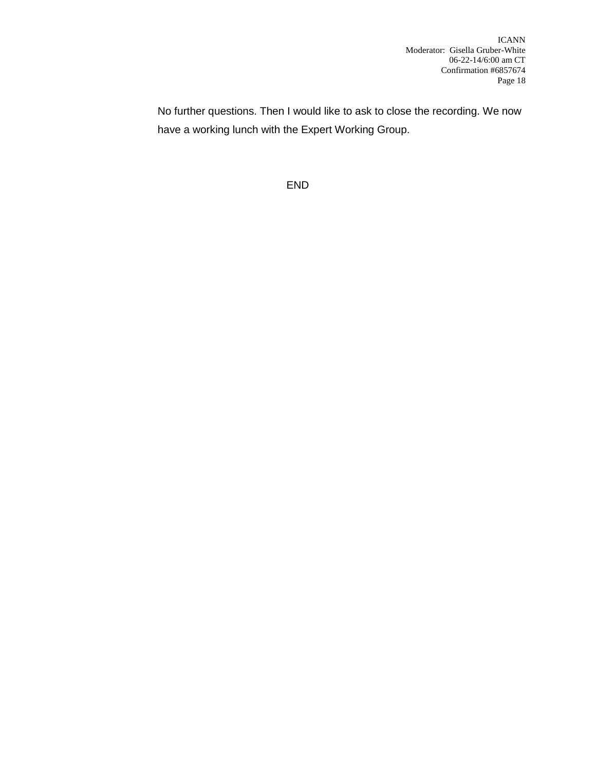No further questions. Then I would like to ask to close the recording. We now have a working lunch with the Expert Working Group.

END